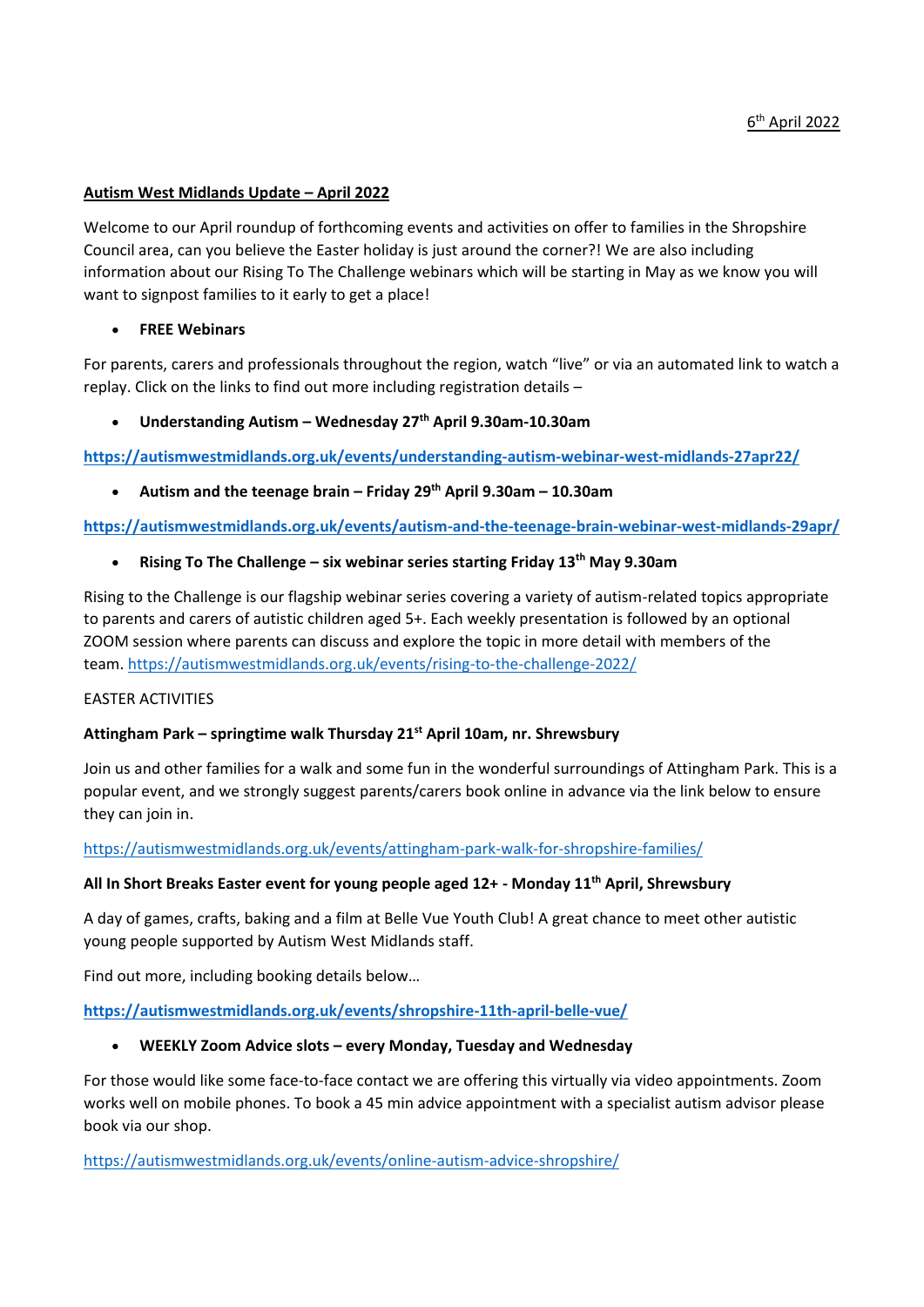6th April 2022

## Autism West Midlands Update – April 2022

Welcome to our April roundup of forthcoming events and activities on offer to families in the Shropshire Council area, can you believe the Easter holiday is just around the corner?! We are also including information about our Rising To The Challenge webinars which will be starting in May as we know you will want to signpost families to it early to get a place!

- **FREE Webinars**

For parents, carers and professionals throughout the region, watch "live" or via an automated link to watch a replay. Click on the links to find out more including registration details –

- **Understanding Autism – Wednesday 27th April 9.30am-10.30am**

**https://autismwestmidlands.org.uk/events/understanding-autism-webinar-west-midlands-27apr22/**

- **Autism and the teenage brain – Friday 29th April 9.30am – 10.30am**

**https://autismwestmidlands.org.uk/events/autism-and-the-teenage-brain-webinar-west-midlands-29apr/**

- **Rising To The Challenge – six webinar series starting Friday 13th May 9.30am**

Rising to the Challenge is our flagship webinar series covering a variety of autism-related topics appropriate to parents and carers of autistic children aged 5+. Each weekly presentation is followed by an optional ZOOM session where parents can discuss and explore the topic in more detail with members of the team. https://autismwestmidlands.org.uk/events/rising-to-the-challenge-2022/

EASTER ACTIVITIES

**Attingham Park – springtime walk Thursday 21st April 10am, nr. Shrewsbury**

Join us and other families for a walk and some fun in the wonderful surroundings of Attingham Park. This is a popular event, and we strongly suggest parents/carers book online in advance via the link below to ensure they can join in.

https://autismwestmidlands.org.uk/events/attingham-park-walk-for-shropshire-families/

**All In Short Breaks Easter event for young people aged 12+ - Monday 11th April, Shrewsbury**

A day of games, crafts, baking and a film at Belle Vue Youth Club! A great chance to meet other autistic young people supported by Autism West Midlands staff.

Find out more, including booking details below…

**https://autismwestmidlands.org.uk/events/shropshire-11th-april-belle-vue/**

- **WEEKLY Zoom Advice slots – every Monday, Tuesday and Wednesday**

For those would like some face-to-face contact we are offering this virtually via video appointments. Zoom works well on mobile phones. To book a 45 min advice appointment with a specialist autism advisor please book via our shop.

https://autismwestmidlands.org.uk/events/online-autism-advice-shropshire/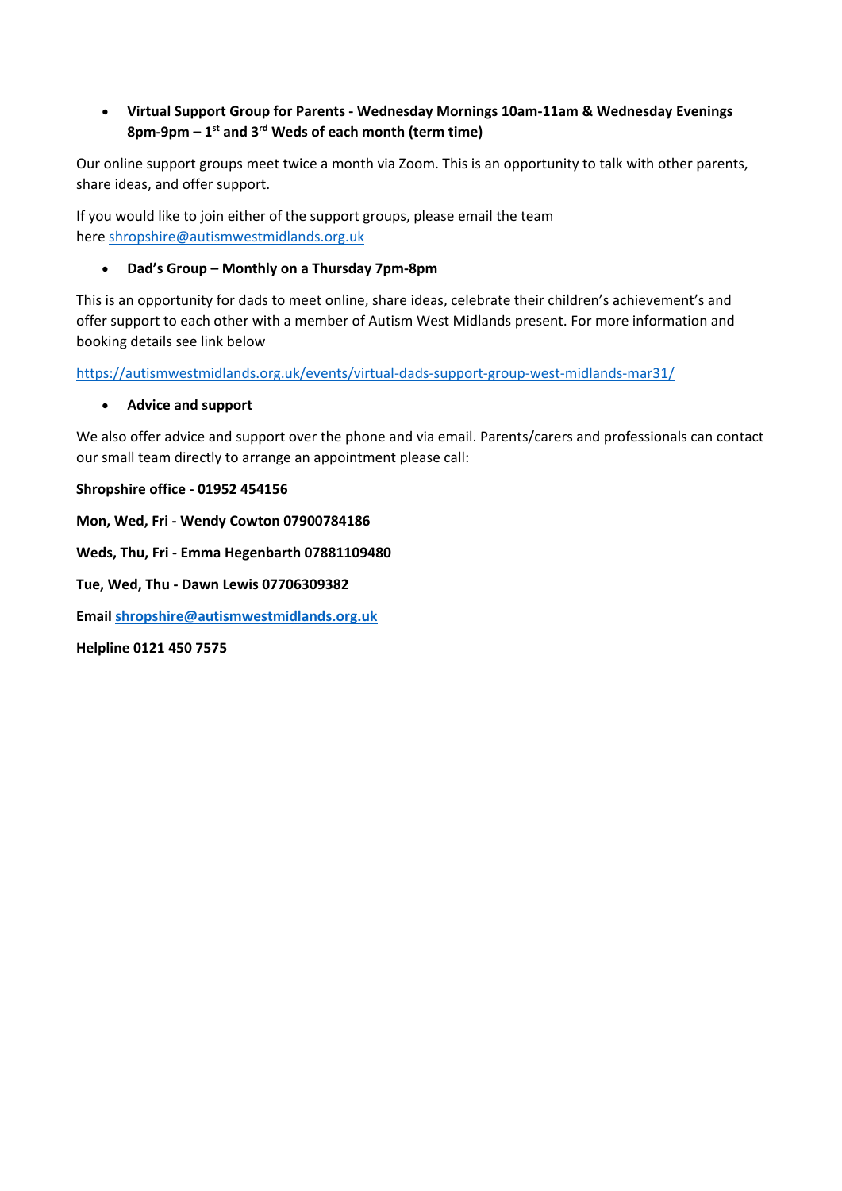- **Virtual Support Group for Parents - Wednesday Mornings 10am-11am & Wednesday Evenings 8pm-9pm – 1st and 3rd Weds of each month (term time)**

Our online support groups meet twice a month via Zoom. This is an opportunity to talk with other parents, share ideas, and offer support.

If you would like to join either of the support groups, please email the team here shropshire@autismwestmidlands.org.uk

- **Dad's Group – Monthly on a Thursday 7pm-8pm**

This is an opportunity for dads to meet online, share ideas, celebrate their children's achievement's and offer support to each other with a member of Autism West Midlands present. For more information and booking details see link below

https://autismwestmidlands.org.uk/events/virtual-dads-support-group-west-midlands-mar31/

- **Advice and support**

We also offer advice and support over the phone and via email. Parents/carers and professionals can contact our small team directly to arrange an appointment please call:

**Shropshire office - 01952 454156**

**Mon, Wed, Fri - Wendy Cowton 07900784186**

**Weds, Thu, Fri - Emma Hegenbarth 07881109480**

**Tue, Wed, Thu - Dawn Lewis 07706309382**

**Email shropshire@autismwestmidlands.org.uk**

**Helpline 0121 450 7575**